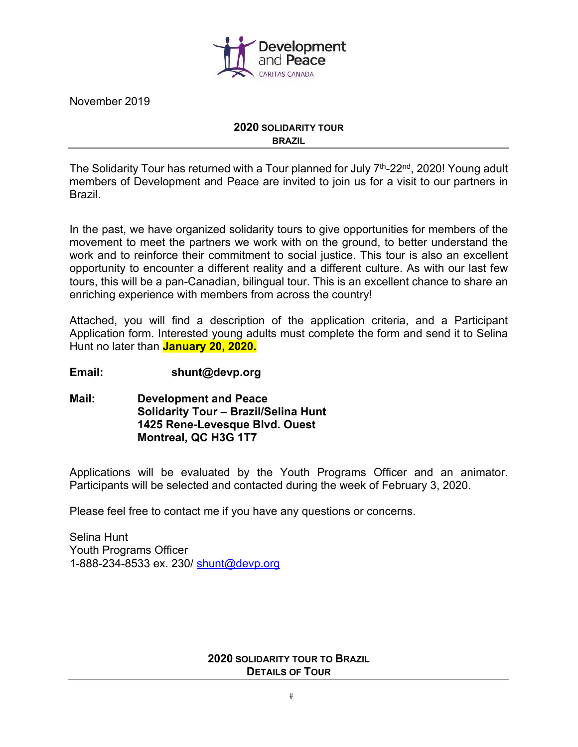Development and Peace
CARITAS CANADA

November 2019

## 2020 SOLIDARITY TOUR
### BRAZIL

The Solidarity Tour has returned with a Tour planned for July 7th-22nd, 2020! Young adult members of Development and Peace are invited to join us for a visit to our partners in Brazil.

In the past, we have organized solidarity tours to give opportunities for members of the movement to meet the partners we work with on the ground, to better understand the work and to reinforce their commitment to social justice. This tour is also an excellent opportunity to encounter a different reality and a different culture. As with our last few tours, this will be a pan-Canadian, bilingual tour. This is an excellent chance to share an enriching experience with members from across the country!

Attached, you will find a description of the application criteria, and a Participant Application form. Interested young adults must complete the form and send it to Selina Hunt no later than **January 20, 2020.**

**Email:** **shunt@devp.org**

**Mail:** **Development and Peace**
**Solidarity Tour – Brazil/Selina Hunt**
**1425 Rene-Levesque Blvd. Ouest**
**Montreal, QC H3G 1T7**

Applications will be evaluated by the Youth Programs Officer and an animator. Participants will be selected and contacted during the week of February 3, 2020.

Please feel free to contact me if you have any questions or concerns.

Selina Hunt
Youth Programs Officer
1-888-234-8533 ex. 230/ shunt@devp.org

## 2020 SOLIDARITY TOUR TO BRAZIL
### DETAILS OF TOUR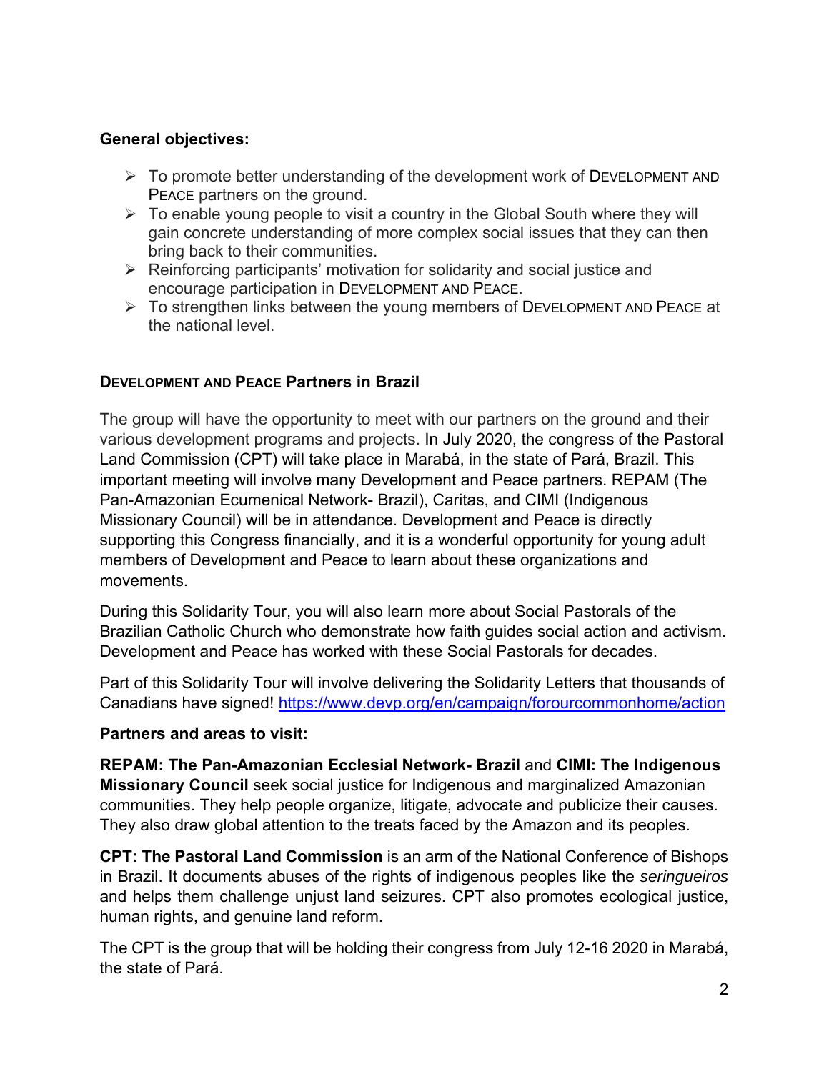**General objectives:**

- To promote better understanding of the development work of DEVELOPMENT AND PEACE partners on the ground.
- To enable young people to visit a country in the Global South where they will gain concrete understanding of more complex social issues that they can then bring back to their communities.
- Reinforcing participants' motivation for solidarity and social justice and encourage participation in DEVELOPMENT AND PEACE.
- To strengthen links between the young members of DEVELOPMENT AND PEACE at the national level.

**DEVELOPMENT AND PEACE Partners in Brazil**

The group will have the opportunity to meet with our partners on the ground and their various development programs and projects. In July 2020, the congress of the Pastoral Land Commission (CPT) will take place in Marabá, in the state of Pará, Brazil. This important meeting will involve many Development and Peace partners. REPAM (The Pan-Amazonian Ecumenical Network- Brazil), Caritas, and CIMI (Indigenous Missionary Council) will be in attendance. Development and Peace is directly supporting this Congress financially, and it is a wonderful opportunity for young adult members of Development and Peace to learn about these organizations and movements.

During this Solidarity Tour, you will also learn more about Social Pastorals of the Brazilian Catholic Church who demonstrate how faith guides social action and activism. Development and Peace has worked with these Social Pastorals for decades.

Part of this Solidarity Tour will involve delivering the Solidarity Letters that thousands of Canadians have signed! https://www.devp.org/en/campaign/forourcommonhome/action

**Partners and areas to visit:**

**REPAM: The Pan-Amazonian Ecclesial Network- Brazil** and **CIMI: The Indigenous Missionary Council** seek social justice for Indigenous and marginalized Amazonian communities. They help people organize, litigate, advocate and publicize their causes. They also draw global attention to the treats faced by the Amazon and its peoples.

**CPT: The Pastoral Land Commission** is an arm of the National Conference of Bishops in Brazil. It documents abuses of the rights of indigenous peoples like the *seringueiros* and helps them challenge unjust land seizures. CPT also promotes ecological justice, human rights, and genuine land reform.

The CPT is the group that will be holding their congress from July 12-16 2020 in Marabá, the state of Pará.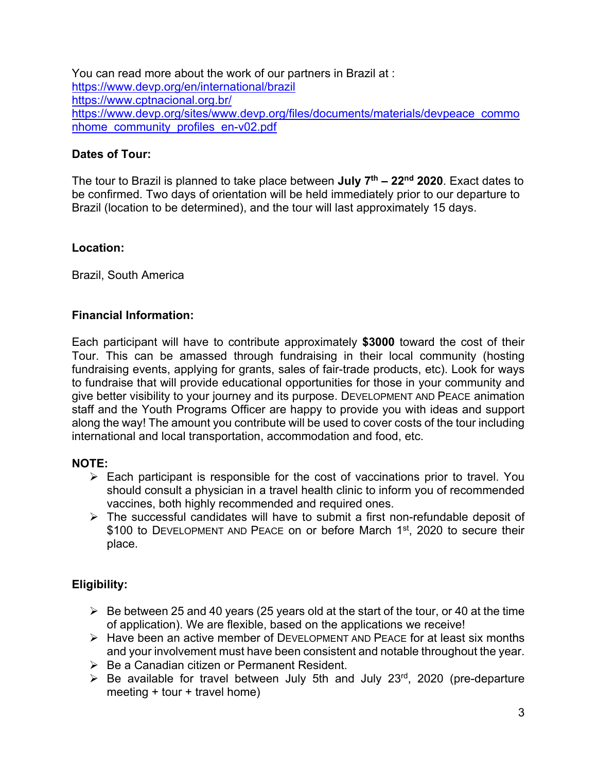You can read more about the work of our partners in Brazil at :
https://www.devp.org/en/international/brazil
https://www.cptnacional.org.br/
https://www.devp.org/sites/www.devp.org/files/documents/materials/devpeace_commonhome_community_profiles_en-v02.pdf

**Dates of Tour:**

The tour to Brazil is planned to take place between **July 7th – 22nd 2020**. Exact dates to be confirmed. Two days of orientation will be held immediately prior to our departure to Brazil (location to be determined), and the tour will last approximately 15 days.

**Location:**

Brazil, South America

**Financial Information:**

Each participant will have to contribute approximately **$3000** toward the cost of their Tour. This can be amassed through fundraising in their local community (hosting fundraising events, applying for grants, sales of fair-trade products, etc). Look for ways to fundraise that will provide educational opportunities for those in your community and give better visibility to your journey and its purpose. DEVELOPMENT AND PEACE animation staff and the Youth Programs Officer are happy to provide you with ideas and support along the way! The amount you contribute will be used to cover costs of the tour including international and local transportation, accommodation and food, etc.

**NOTE:**

- Each participant is responsible for the cost of vaccinations prior to travel. You should consult a physician in a travel health clinic to inform you of recommended vaccines, both highly recommended and required ones.
- The successful candidates will have to submit a first non-refundable deposit of $100 to DEVELOPMENT AND PEACE on or before March 1st, 2020 to secure their place.

**Eligibility:**

- Be between 25 and 40 years (25 years old at the start of the tour, or 40 at the time of application). We are flexible, based on the applications we receive!
- Have been an active member of DEVELOPMENT AND PEACE for at least six months and your involvement must have been consistent and notable throughout the year.
- Be a Canadian citizen or Permanent Resident.
- Be available for travel between July 5th and July 23rd, 2020 (pre-departure meeting + tour + travel home)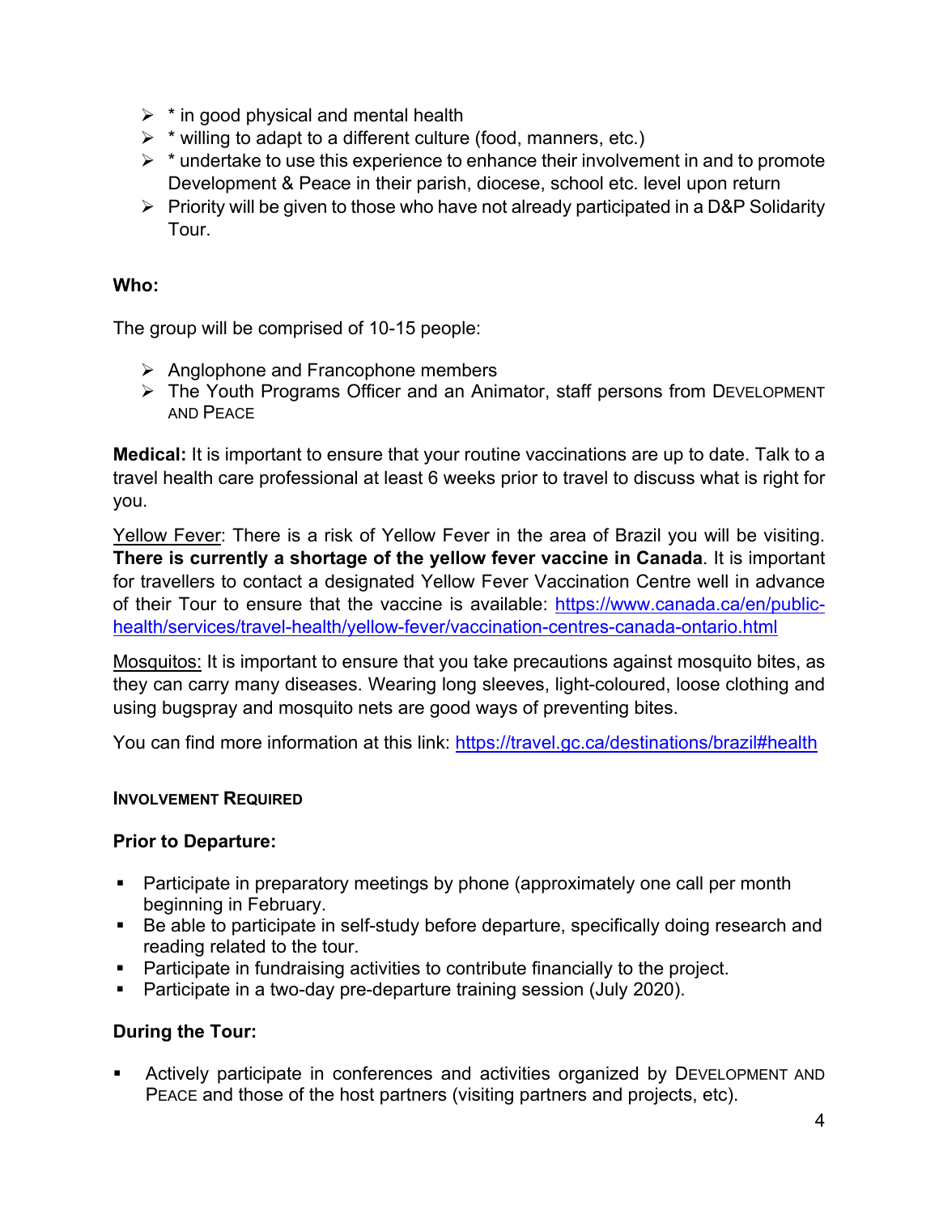- * in good physical and mental health
- * willing to adapt to a different culture (food, manners, etc.)
- * undertake to use this experience to enhance their involvement in and to promote Development & Peace in their parish, diocese, school etc. level upon return
- Priority will be given to those who have not already participated in a D&P Solidarity Tour.

**Who:**

The group will be comprised of 10-15 people:

- Anglophone and Francophone members
- The Youth Programs Officer and an Animator, staff persons from DEVELOPMENT AND PEACE

**Medical:** It is important to ensure that your routine vaccinations are up to date. Talk to a travel health care professional at least 6 weeks prior to travel to discuss what is right for you.

Yellow Fever: There is a risk of Yellow Fever in the area of Brazil you will be visiting. **There is currently a shortage of the yellow fever vaccine in Canada**. It is important for travellers to contact a designated Yellow Fever Vaccination Centre well in advance of their Tour to ensure that the vaccine is available: https://www.canada.ca/en/public-health/services/travel-health/yellow-fever/vaccination-centres-canada-ontario.html

Mosquitos: It is important to ensure that you take precautions against mosquito bites, as they can carry many diseases. Wearing long sleeves, light-coloured, loose clothing and using bugspray and mosquito nets are good ways of preventing bites.

You can find more information at this link: https://travel.gc.ca/destinations/brazil#health

#### INVOLVEMENT REQUIRED

**Prior to Departure:**

- Participate in preparatory meetings by phone (approximately one call per month beginning in February.
- Be able to participate in self-study before departure, specifically doing research and reading related to the tour.
- Participate in fundraising activities to contribute financially to the project.
- Participate in a two-day pre-departure training session (July 2020).

**During the Tour:**

- Actively participate in conferences and activities organized by DEVELOPMENT AND PEACE and those of the host partners (visiting partners and projects, etc).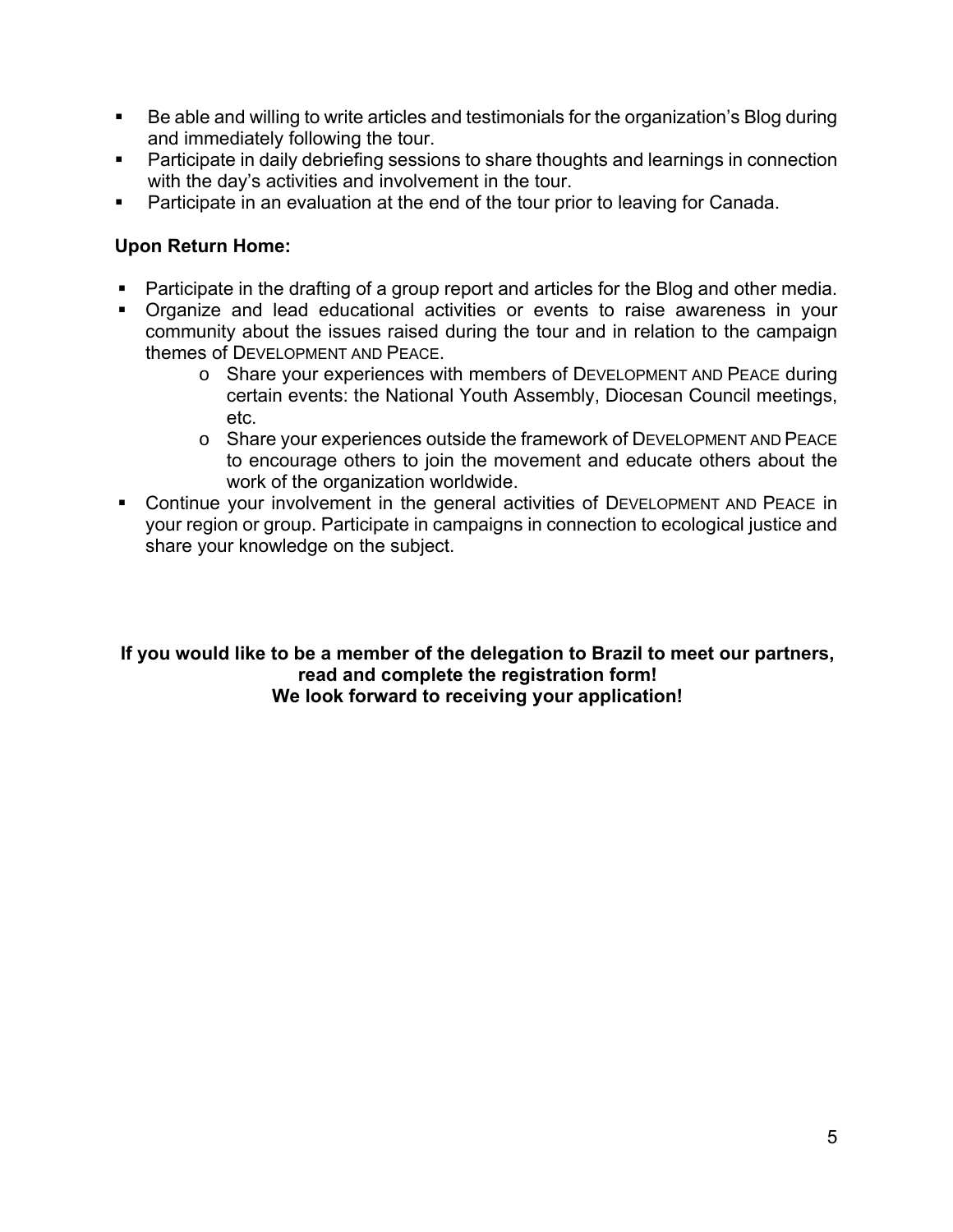- Be able and willing to write articles and testimonials for the organization's Blog during and immediately following the tour.
- Participate in daily debriefing sessions to share thoughts and learnings in connection with the day's activities and involvement in the tour.
- Participate in an evaluation at the end of the tour prior to leaving for Canada.

**Upon Return Home:**

- Participate in the drafting of a group report and articles for the Blog and other media.
- Organize and lead educational activities or events to raise awareness in your community about the issues raised during the tour and in relation to the campaign themes of DEVELOPMENT AND PEACE.
    - Share your experiences with members of DEVELOPMENT AND PEACE during certain events: the National Youth Assembly, Diocesan Council meetings, etc.
    - Share your experiences outside the framework of DEVELOPMENT AND PEACE to encourage others to join the movement and educate others about the work of the organization worldwide.
- Continue your involvement in the general activities of DEVELOPMENT AND PEACE in your region or group. Participate in campaigns in connection to ecological justice and share your knowledge on the subject.

**If you would like to be a member of the delegation to Brazil to meet our partners, read and complete the registration form!**
**We look forward to receiving your application!**